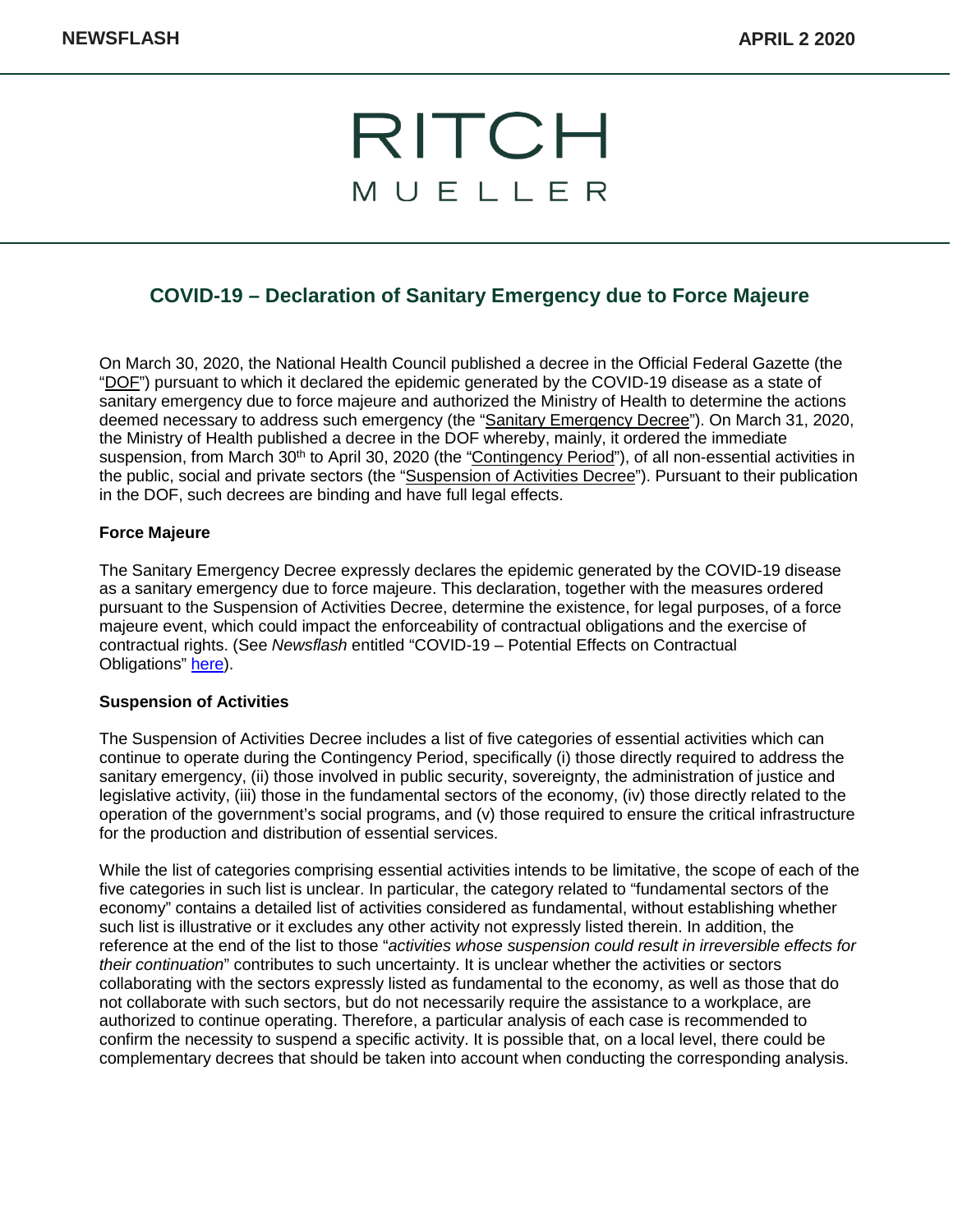# RITCH MUELLER

## COVID-19 – Declaration of Sanitary Emergency due to Force Majeure

On March 30, 2020, the National Health Council published a decree in the Official Federal Gazette (the "DOF") pursuant to which it declared the epidemic generated by the COVID-19 disease as a state of sanitary emergency due to force majeure and authorized the Ministry of Health to determine the actions deemed necessary to address such emergency (the "Sanitary Emergency Decree"). On March 31, 2020, the Ministry of Health published a decree in the DOF whereby, mainly, it ordered the immediate suspension, from March 30th to April 30, 2020 (the "Contingency Period"), of all non-essential activities in the public, social and private sectors (the "Suspension of Activities Decree"). Pursuant to their publication in the DOF, such decrees are binding and have full legal effects.

**Force Majeure**

The Sanitary Emergency Decree expressly declares the epidemic generated by the COVID-19 disease as a sanitary emergency due to force majeure. This declaration, together with the measures ordered pursuant to the Suspension of Activities Decree, determine the existence, for legal purposes, of a force majeure event, which could impact the enforceability of contractual obligations and the exercise of contractual rights. (See *Newsflash* entitled "COVID-19 – Potential Effects on Contractual Obligations" here).

**Suspension of Activities**

The Suspension of Activities Decree includes a list of five categories of essential activities which can continue to operate during the Contingency Period, specifically (i) those directly required to address the sanitary emergency, (ii) those involved in public security, sovereignty, the administration of justice and legislative activity, (iii) those in the fundamental sectors of the economy, (iv) those directly related to the operation of the government's social programs, and (v) those required to ensure the critical infrastructure for the production and distribution of essential services.

While the list of categories comprising essential activities intends to be limitative, the scope of each of the five categories in such list is unclear. In particular, the category related to "fundamental sectors of the economy" contains a detailed list of activities considered as fundamental, without establishing whether such list is illustrative or it excludes any other activity not expressly listed therein. In addition, the reference at the end of the list to those "*activities whose suspension could result in irreversible effects for their continuation*" contributes to such uncertainty. It is unclear whether the activities or sectors collaborating with the sectors expressly listed as fundamental to the economy, as well as those that do not collaborate with such sectors, but do not necessarily require the assistance to a workplace, are authorized to continue operating. Therefore, a particular analysis of each case is recommended to confirm the necessity to suspend a specific activity. It is possible that, on a local level, there could be complementary decrees that should be taken into account when conducting the corresponding analysis.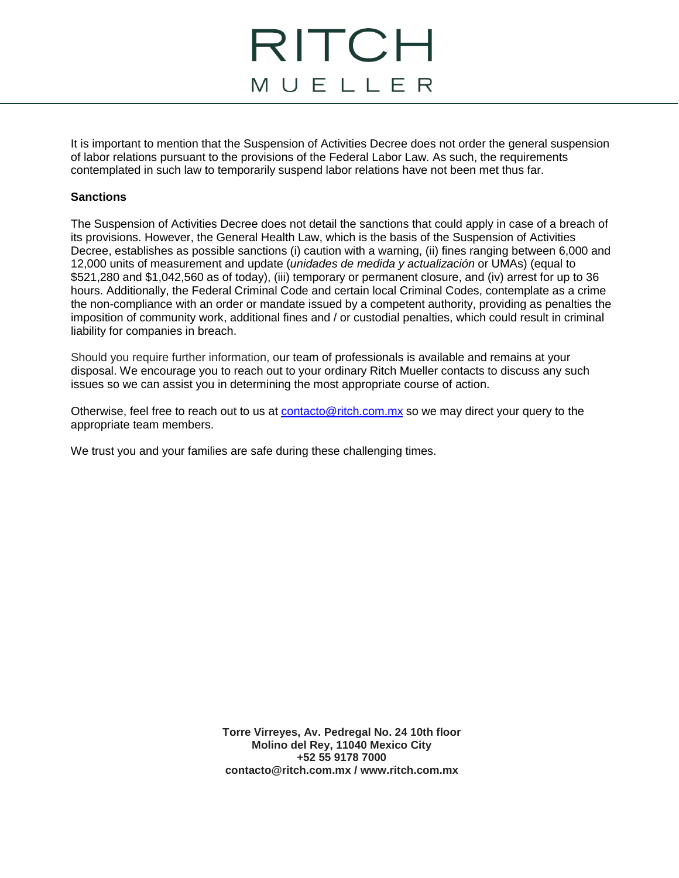It is important to mention that the Suspension of Activities Decree does not order the general suspension of labor relations pursuant to the provisions of the Federal Labor Law. As such, the requirements contemplated in such law to temporarily suspend labor relations have not been met thus far.

**Sanctions**

The Suspension of Activities Decree does not detail the sanctions that could apply in case of a breach of its provisions. However, the General Health Law, which is the basis of the Suspension of Activities Decree, establishes as possible sanctions (i) caution with a warning, (ii) fines ranging between 6,000 and 12,000 units of measurement and update (*unidades de medida y actualización* or UMAs) (equal to $521,280 and $1,042,560 as of today), (iii) temporary or permanent closure, and (iv) arrest for up to 36 hours. Additionally, the Federal Criminal Code and certain local Criminal Codes, contemplate as a crime the non-compliance with an order or mandate issued by a competent authority, providing as penalties the imposition of community work, additional fines and / or custodial penalties, which could result in criminal liability for companies in breach.

Should you require further information, our team of professionals is available and remains at your disposal. We encourage you to reach out to your ordinary Ritch Mueller contacts to discuss any such issues so we can assist you in determining the most appropriate course of action.

Otherwise, feel free to reach out to us at [contacto@ritch.com.mx](mailto:contacto@ritch.com.mx) so we may direct your query to the appropriate team members.

We trust you and your families are safe during these challenging times.